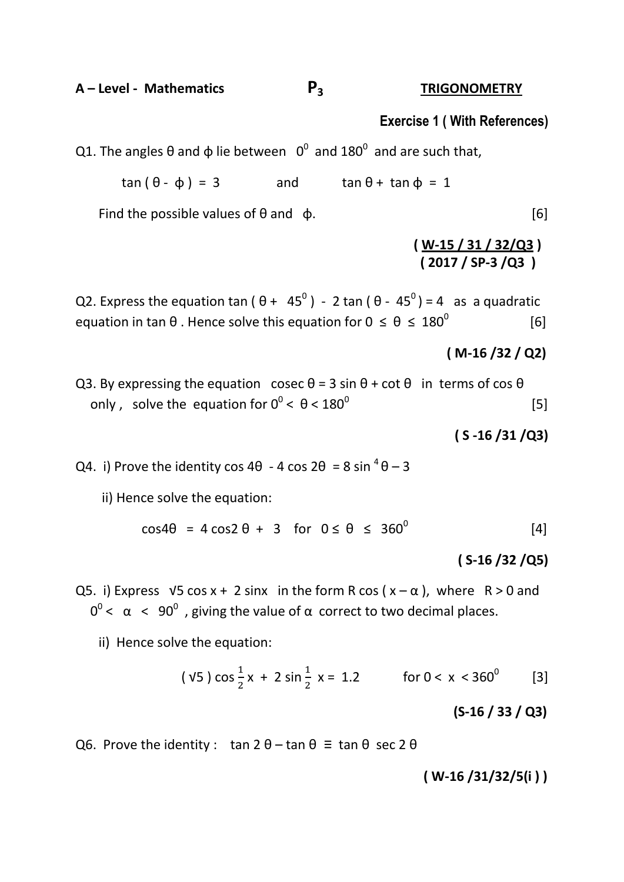**A – Level - Mathematics** **$P_3$** **TRIGONOMETRY**

**Exercise 1 ( With References)**

Q1. The angles θ and ϕ lie between $0^0$ and $180^0$ and are such that,

$$\tan(\theta - \phi) = 3 \qquad \text{and} \qquad \tan\theta + \tan\phi = 1$$

Find the possible values of θ and ϕ. [6]

**( W-15 / 31 / 32/Q3 )**
**( 2017 / SP-3 /Q3 )**

Q2. Express the equation $\tan(\theta + 45^0) - 2\tan(\theta - 45^0) = 4$ as a quadratic equation in tan θ . Hence solve this equation for $0 \le \theta \le 180^0$ [6]

**( M-16 /32 / Q2)**

Q3. By expressing the equation $\operatorname{cosec}\theta = 3\sin\theta + \cot\theta$ in terms of cos θ only , solve the equation for $0^0 < \theta < 180^0$ [5]

**( S -16 /31 /Q3)**

Q4. i) Prove the identity $\cos 4\theta - 4\cos 2\theta = 8\sin^4\theta - 3$

ii) Hence solve the equation:

$$\cos 4\theta = 4\cos 2\theta + 3 \quad \text{for } 0 \le \theta \le 360^0$$ [4]

**( S-16 /32 /Q5)**

Q5. i) Express $\sqrt{5}\cos x + 2\sin x$ in the form $R\cos(x - \alpha)$, where $R > 0$ and $0^0 < \alpha < 90^0$ , giving the value of α correct to two decimal places.

ii) Hence solve the equation:

$$(\sqrt{5})\cos\tfrac{1}{2}x + 2\sin\tfrac{1}{2}x = 1.2 \qquad \text{for } 0 < x < 360^0$$ [3]

**(S-16 / 33 / Q3)**

Q6. Prove the identity : $\tan 2\theta - \tan\theta \equiv \tan\theta \sec 2\theta$

**( W-16 /31/32/5(i ) )**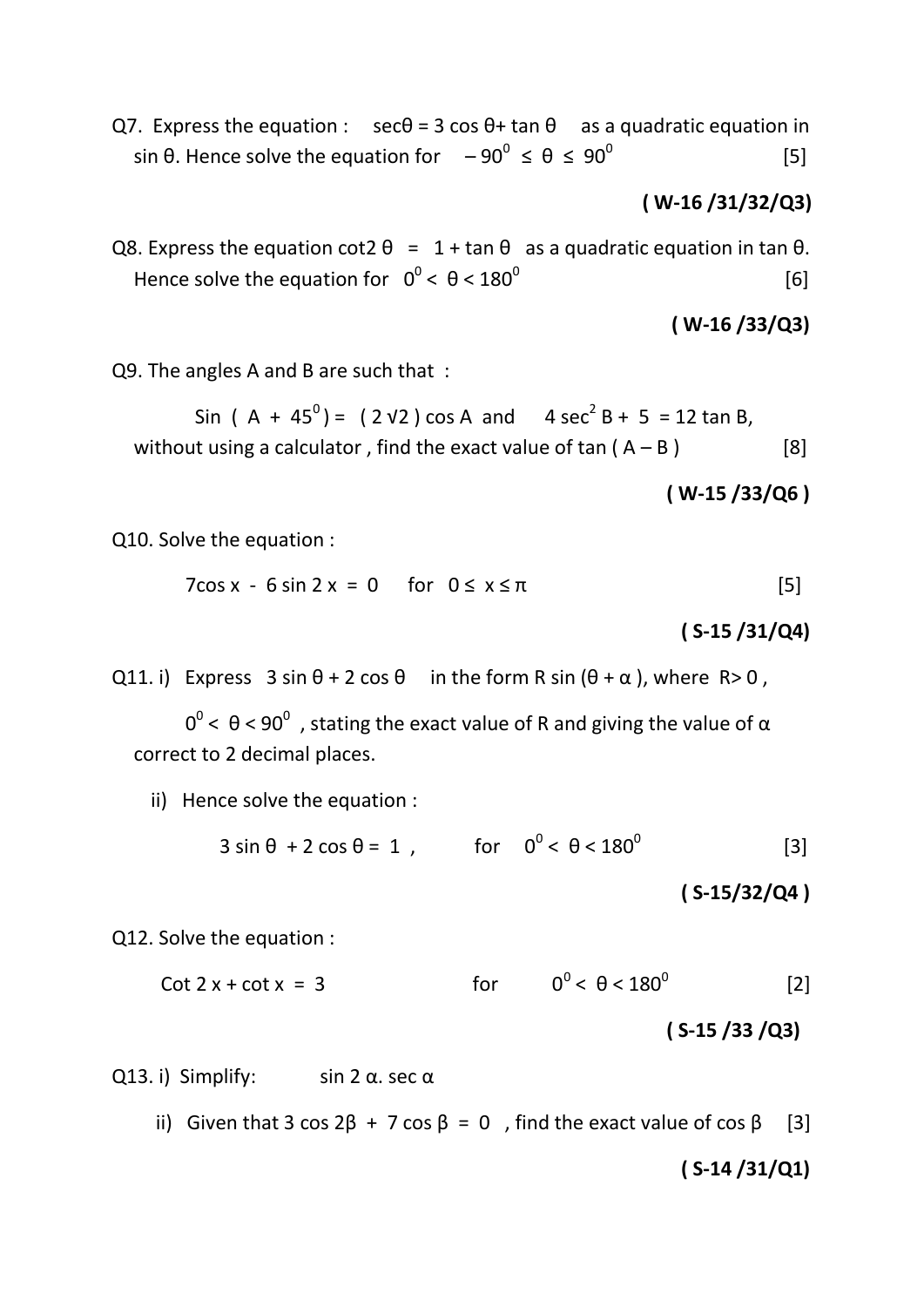Q7. Express the equation : $\sec\theta = 3\cos\theta + \tan\theta$ as a quadratic equation in $\sin\theta$. Hence solve the equation for $-90^0 \leq \theta \leq 90^0$ [5]

**( W-16 /31/32/Q3)**

Q8. Express the equation $\cot 2\theta = 1 + \tan\theta$ as a quadratic equation in $\tan\theta$. Hence solve the equation for $0^0 < \theta < 180^0$ [6]

**( W-16 /33/Q3)**

Q9. The angles A and B are such that :

$\text{Sin}\ (A + 45^0) = (2\sqrt{2})\cos A$ and $4\sec^2 B + 5 = 12\tan B$, without using a calculator , find the exact value of $\tan(A - B)$ [8]

**( W-15 /33/Q6 )**

Q10. Solve the equation :

$7\cos x - 6\sin 2x = 0$ for $0 \leq x \leq \pi$ [5]

**( S-15 /31/Q4)**

Q11. i) Express $3\sin\theta + 2\cos\theta$ in the form $R\sin(\theta + \alpha)$, where $R > 0$ , $0^0 < \theta < 90^0$ , stating the exact value of R and giving the value of $\alpha$ correct to 2 decimal places.

ii) Hence solve the equation :

$3\sin\theta + 2\cos\theta = 1$ , for $0^0 < \theta < 180^0$ [3]

**( S-15/32/Q4 )**

Q12. Solve the equation :

$\text{Cot}\ 2x + \cot x = 3$ for $0^0 < \theta < 180^0$ [2]

**( S-15 /33 /Q3)**

Q13. i) Simplify: $\sin 2\alpha . \sec\alpha$

ii) Given that $3\cos 2\beta + 7\cos\beta = 0$ , find the exact value of $\cos\beta$ [3]

**( S-14 /31/Q1)**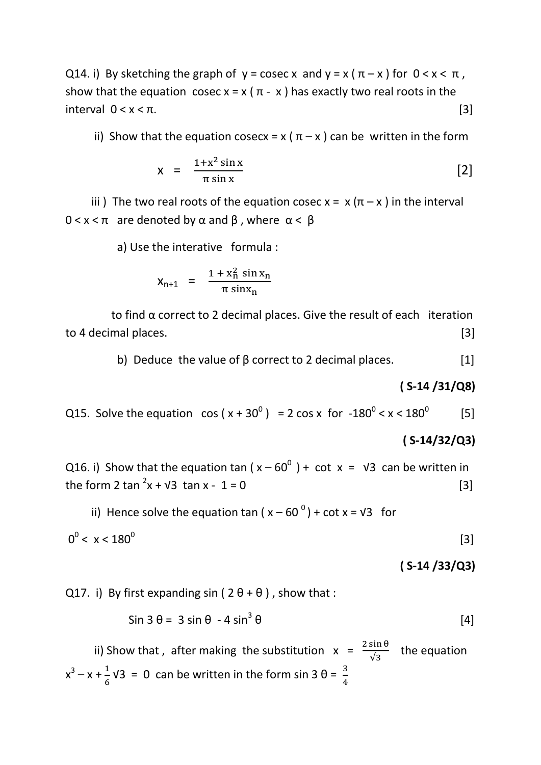Q14. i) By sketching the graph of $y = \text{cosec } x$ and $y = x(\pi - x)$ for $0 < x < \pi$, show that the equation $\text{cosec } x = x(\pi - x)$ has exactly two real roots in the interval $0 < x < \pi$. [3]

ii) Show that the equation $\text{cosec} x = x(\pi - x)$ can be written in the form

$$x = \frac{1 + x^2 \sin x}{\pi \sin x} \qquad [2]$$

iii ) The two real roots of the equation $\text{cosec } x = x(\pi - x)$ in the interval $0 < x < \pi$ are denoted by $\alpha$ and $\beta$, where $\alpha < \beta$

a) Use the interative formula :

$$x_{n+1} = \frac{1 + x_n^2 \sin x_n}{\pi \sin x_n}$$

to find $\alpha$ correct to 2 decimal places. Give the result of each iteration to 4 decimal places. [3]

b) Deduce the value of $\beta$ correct to 2 decimal places. [1]

**( S-14 /31/Q8)**

Q15. Solve the equation $\cos(x + 30^0) = 2\cos x$ for $-180^0 < x < 180^0$ [5]

**( S-14/32/Q3)**

Q16. i) Show that the equation $\tan(x - 60^0) + \cot x = \sqrt{3}$ can be written in the form $2\tan^2 x + \sqrt{3}\tan x - 1 = 0$ [3]

ii) Hence solve the equation $\tan(x - 60^0) + \cot x = \sqrt{3}$ for $0^0 < x < 180^0$ [3]

**( S-14 /33/Q3)**

Q17. i) By first expanding $\sin(2\theta + \theta)$, show that :

$$\sin 3\theta = 3\sin\theta - 4\sin^3\theta \qquad [4]$$

ii) Show that, after making the substitution $x = \frac{2\sin\theta}{\sqrt{3}}$ the equation $x^3 - x + \frac{1}{6}\sqrt{3} = 0$ can be written in the form $\sin 3\theta = \frac{3}{4}$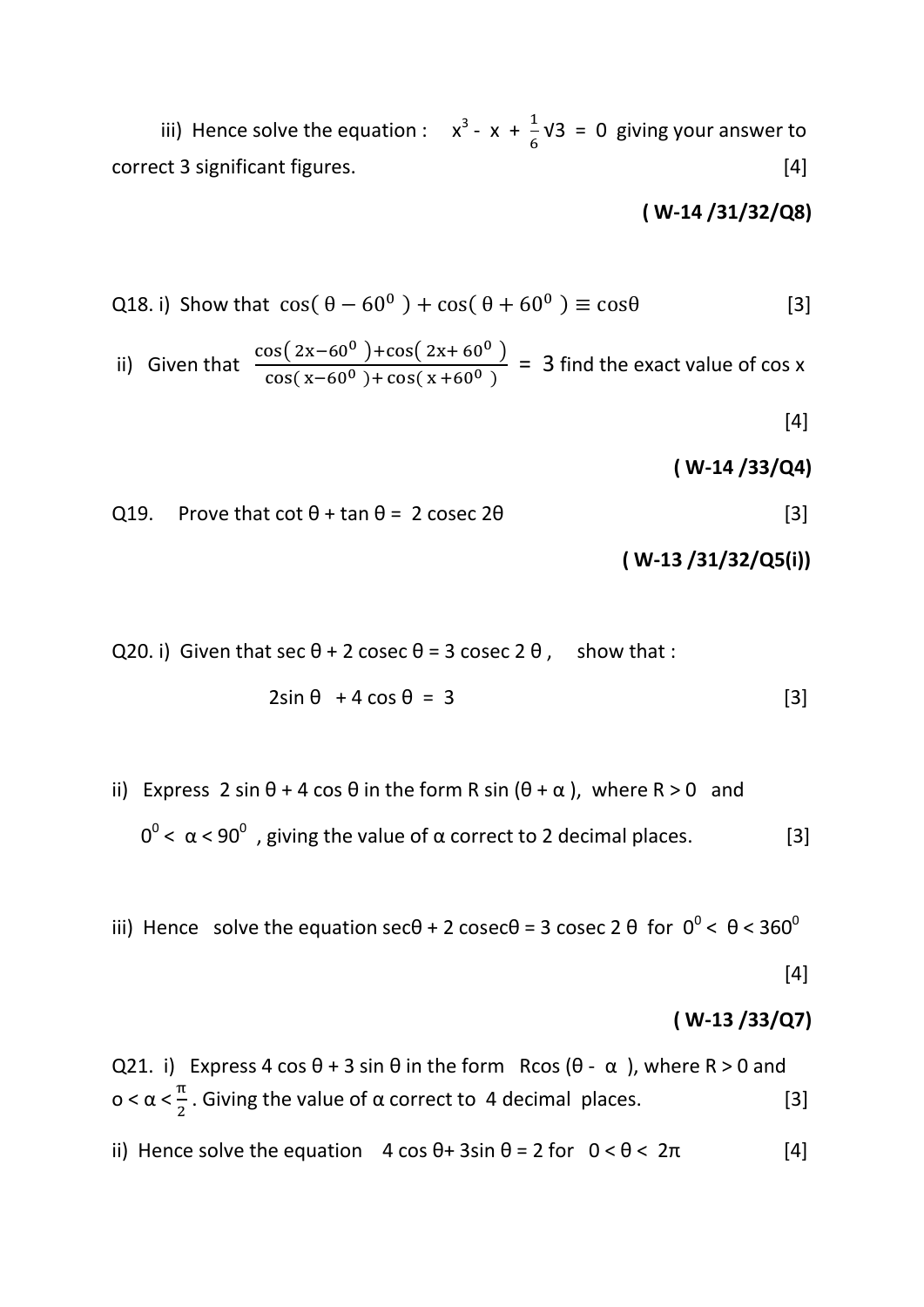iii) Hence solve the equation : $x^3 - x + \frac{1}{6}\sqrt{3} = 0$ giving your answer to correct 3 significant figures. [4]

**( W-14 /31/32/Q8)**

Q18. i) Show that $\cos(\theta - 60^0) + \cos(\theta + 60^0) \equiv \cos\theta$ [3]

ii) Given that $\frac{\cos(2x-60^0)+\cos(2x+60^0)}{\cos(x-60^0)+\cos(x+60^0)} = 3$ find the exact value of cos x

[4]

**( W-14 /33/Q4)**

Q19. Prove that $\cot\theta + \tan\theta = 2\operatorname{cosec} 2\theta$ [3]

**( W-13 /31/32/Q5(i))**

Q20. i) Given that $\sec\theta + 2\operatorname{cosec}\theta = 3\operatorname{cosec} 2\theta$, show that :

$$2\sin\theta + 4\cos\theta = 3$$ [3]

ii) Express $2\sin\theta + 4\cos\theta$ in the form $R\sin(\theta + \alpha)$, where $R > 0$ and $0^0 < \alpha < 90^0$, giving the value of α correct to 2 decimal places. [3]

iii) Hence solve the equation $\sec\theta + 2\operatorname{cosec}\theta = 3\operatorname{cosec} 2\theta$ for $0^0 < \theta < 360^0$

[4]

**( W-13 /33/Q7)**

Q21. i) Express $4\cos\theta + 3\sin\theta$ in the form $R\cos(\theta - \alpha)$, where $R > 0$ and $0 < \alpha < \frac{\pi}{2}$. Giving the value of α correct to 4 decimal places. [3]

ii) Hence solve the equation $4\cos\theta + 3\sin\theta = 2$ for $0 < \theta < 2\pi$ [4]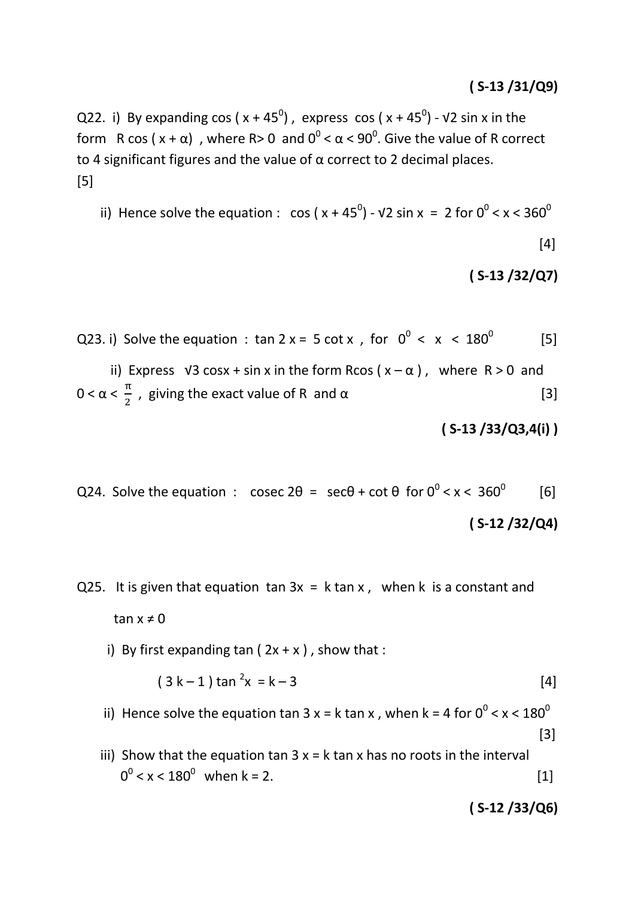**( S-13 /31/Q9)**

Q22. i) By expanding $\cos(x + 45^0)$, express $\cos(x + 45^0) - \sqrt{2}\sin x$ in the form $R\cos(x + \alpha)$, where $R > 0$ and $0^0 < \alpha < 90^0$. Give the value of R correct to 4 significant figures and the value of α correct to 2 decimal places.
[5]

ii) Hence solve the equation : $\cos(x + 45^0) - \sqrt{2}\sin x = 2$ for $0^0 < x < 360^0$

[4]

**( S-13 /32/Q7)**

Q23. i) Solve the equation : $\tan 2x = 5\cot x$, for $0^0 < x < 180^0$ [5]

ii) Express $\sqrt{3}\cos x + \sin x$ in the form $R\cos(x - \alpha)$, where $R > 0$ and $0 < \alpha < \frac{\pi}{2}$, giving the exact value of R and α [3]

**( S-13 /33/Q3,4(i) )**

Q24. Solve the equation : $\operatorname{cosec} 2\theta = \sec\theta + \cot\theta$ for $0^0 < x < 360^0$ [6]

**( S-12 /32/Q4)**

Q25. It is given that equation $\tan 3x = k\tan x$, when k is a constant and $\tan x \neq 0$

i) By first expanding $\tan(2x + x)$, show that :

$$(3k - 1)\tan^2 x = k - 3$$ [4]

ii) Hence solve the equation $\tan 3x = k\tan x$, when $k = 4$ for $0^0 < x < 180^0$
[3]

iii) Show that the equation $\tan 3x = k\tan x$ has no roots in the interval $0^0 < x < 180^0$ when $k = 2$. [1]

**( S-12 /33/Q6)**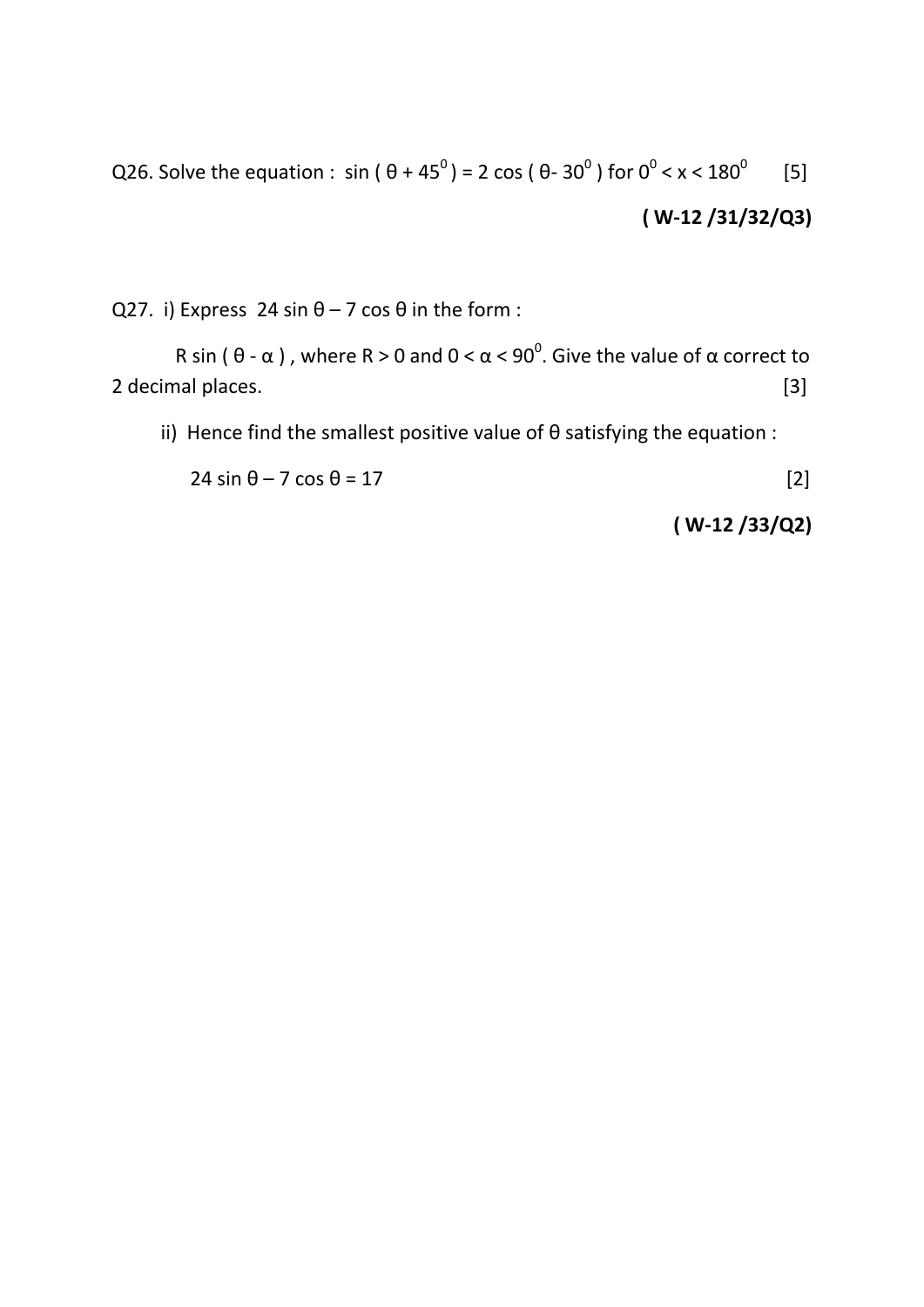Q26. Solve the equation : $\sin(\theta + 45^0) = 2\cos(\theta - 30^0)$ for $0^0 < x < 180^0$ [5]

**( W-12 /31/32/Q3)**

Q27. i) Express $24\sin\theta - 7\cos\theta$ in the form :

$R\sin(\theta - \alpha)$, where $R > 0$ and $0 < \alpha < 90^0$. Give the value of $\alpha$ correct to 2 decimal places. [3]

ii) Hence find the smallest positive value of $\theta$ satisfying the equation :

$24\sin\theta - 7\cos\theta = 17$ [2]

**( W-12 /33/Q2)**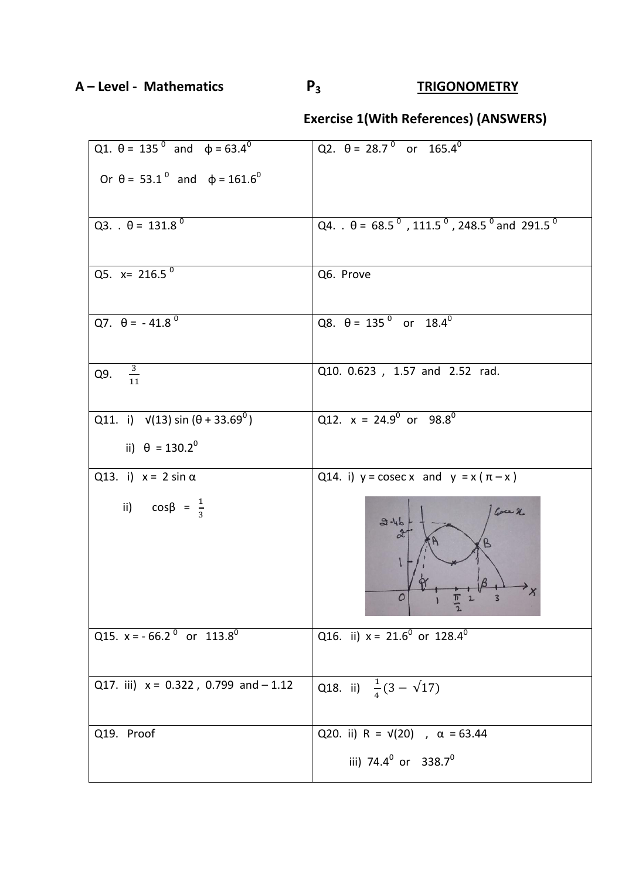**A – Level - Mathematics** **$P_3$** **TRIGONOMETRY**

## Exercise 1(With References) (ANSWERS)

| | |
|---|---|
| Q1. $\theta = 135^0$ and $\phi = 63.4^0$ <br> Or $\theta = 53.1^0$ and $\phi = 161.6^0$ | Q2. $\theta = 28.7^0$ or $165.4^0$ |
| Q3. . $\theta = 131.8^0$ | Q4. . $\theta = 68.5^0$ , $111.5^0$ , $248.5^0$ and $291.5^0$ |
| Q5. $x = 216.5^0$ | Q6. Prove |
| Q7. $\theta = -41.8^0$ | Q8. $\theta = 135^0$ or $18.4^0$ |
| Q9. $\frac{3}{11}$ | Q10. 0.623 , 1.57 and 2.52 rad. |
| Q11. i) $\sqrt{13}\sin(\theta + 33.69^0)$ <br> ii) $\theta = 130.2^0$ | Q12. $x = 24.9^0$ or $98.8^0$ |
| Q13. i) $x = 2\sin\alpha$ <br> ii) $\cos\beta = \frac{1}{3}$ | Q14. i) $y = \operatorname{cosec} x$ and $y = x(\pi - x)$ |
| Q15. $x = -66.2^0$ or $113.8^0$ | Q16. ii) $x = 21.6^0$ or $128.4^0$ |
| Q17. iii) $x = 0.322$ , $0.799$ and $-1.12$ | Q18. ii) $\frac{1}{4}(3 - \sqrt{17})$ |
| Q19. Proof | Q20. ii) $R = \sqrt{20}$ , $\alpha = 63.44$ <br> iii) $74.4^0$ or $338.7^0$ |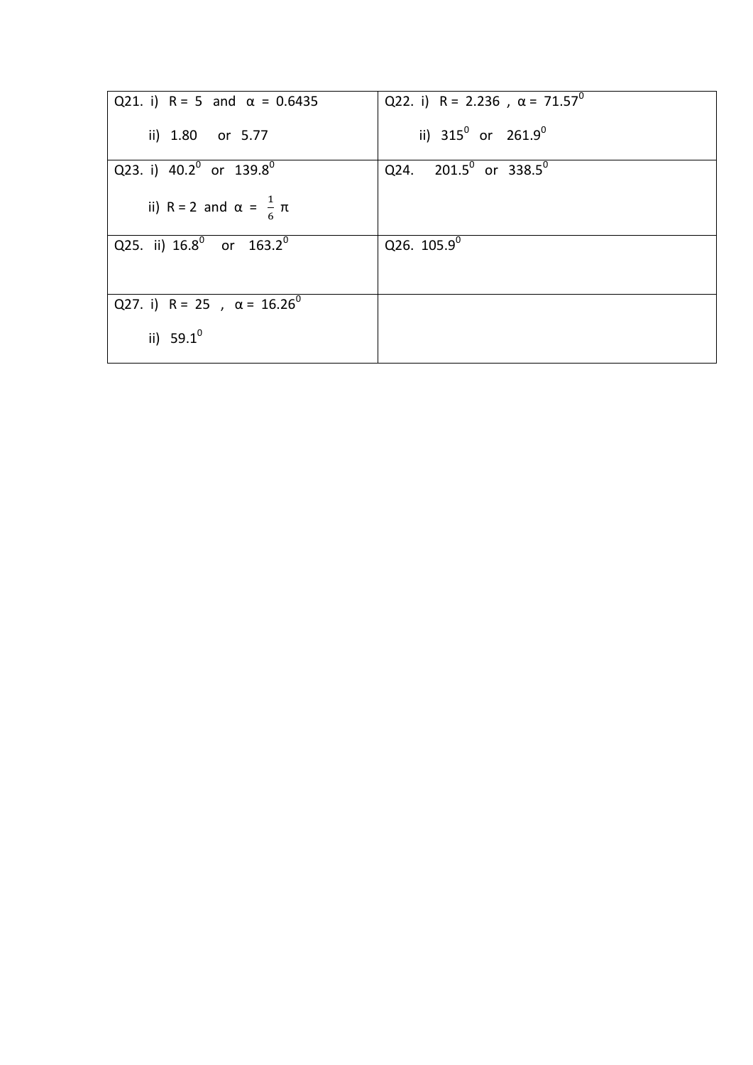| | |
|---|---|
| Q21. i) $R = 5$ and $\alpha = 0.6435$<br><br>ii) 1.80 or 5.77 | Q22. i) $R = 2.236$ , $\alpha = 71.57^0$<br><br>ii) $315^0$ or $261.9^0$ |
| Q23. i) $40.2^0$ or $139.8^0$<br><br>ii) $R = 2$ and $\alpha = \frac{1}{6}\pi$ | Q24. $201.5^0$ or $338.5^0$ |
| Q25. ii) $16.8^0$ or $163.2^0$ | Q26. $105.9^0$ |
| Q27. i) $R = 25$ , $\alpha = 16.26^0$<br><br>ii) $59.1^0$ | |